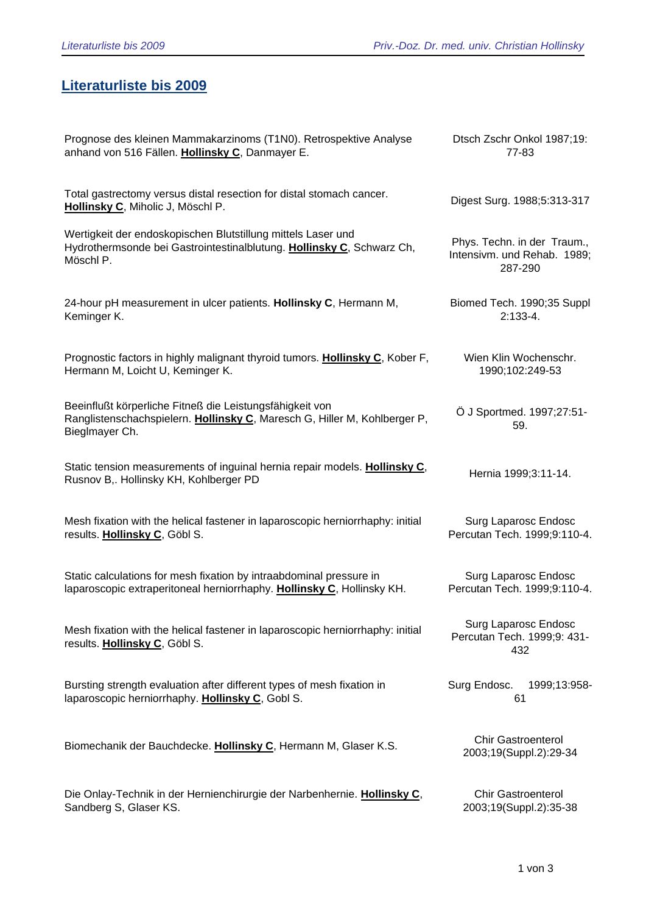# Literaturliste bis 2009

| | |
|---|---|
| Prognose des kleinen Mammakarzinoms (T1N0). Retrospektive Analyse anhand von 516 Fällen. **Hollinsky C**, Danmayer E. | Dtsch Zschr Onkol 1987;19: 77-83 |
| Total gastrectomy versus distal resection for distal stomach cancer. **Hollinsky C**, Miholic J, Möschl P. | Digest Surg. 1988;5:313-317 |
| Wertigkeit der endoskopischen Blutstillung mittels Laser und Hydrothermsonde bei Gastrointestinalblutung. **Hollinsky C**, Schwarz Ch, Möschl P. | Phys. Techn. in der Traum., Intensivm. und Rehab. 1989; 287-290 |
| 24-hour pH measurement in ulcer patients. **Hollinsky C**, Hermann M, Keminger K. | Biomed Tech. 1990;35 Suppl 2:133-4. |
| Prognostic factors in highly malignant thyroid tumors. **Hollinsky C**, Kober F, Hermann M, Loicht U, Keminger K. | Wien Klin Wochenschr. 1990;102:249-53 |
| Beeinflußt körperliche Fitneß die Leistungsfähigkeit von Ranglistenschachspielern. **Hollinsky C**, Maresch G, Hiller M, Kohlberger P, Bieglmayer Ch. | Ö J Sportmed. 1997;27:51-59. |
| Static tension measurements of inguinal hernia repair models. **Hollinsky C**, Rusnov B,. Hollinsky KH, Kohlberger PD | Hernia 1999;3:11-14. |
| Mesh fixation with the helical fastener in laparoscopic herniorrhaphy: initial results. **Hollinsky C**, Göbl S. | Surg Laparosc Endosc Percutan Tech. 1999;9:110-4. |
| Static calculations for mesh fixation by intraabdominal pressure in laparoscopic extraperitoneal herniorrhaphy. **Hollinsky C**, Hollinsky KH. | Surg Laparosc Endosc Percutan Tech. 1999;9:110-4. |
| Mesh fixation with the helical fastener in laparoscopic herniorrhaphy: initial results. **Hollinsky C**, Göbl S. | Surg Laparosc Endosc Percutan Tech. 1999;9: 431-432 |
| Bursting strength evaluation after different types of mesh fixation in laparoscopic herniorrhaphy. **Hollinsky C**, Gobl S. | Surg Endosc. 1999;13:958-61 |
| Biomechanik der Bauchdecke. **Hollinsky C**, Hermann M, Glaser K.S. | Chir Gastroenterol 2003;19(Suppl.2):29-34 |
| Die Onlay-Technik in der Hernienchirurgie der Narbenhernie. **Hollinsky C**, Sandberg S, Glaser KS. | Chir Gastroenterol 2003;19(Suppl.2):35-38 |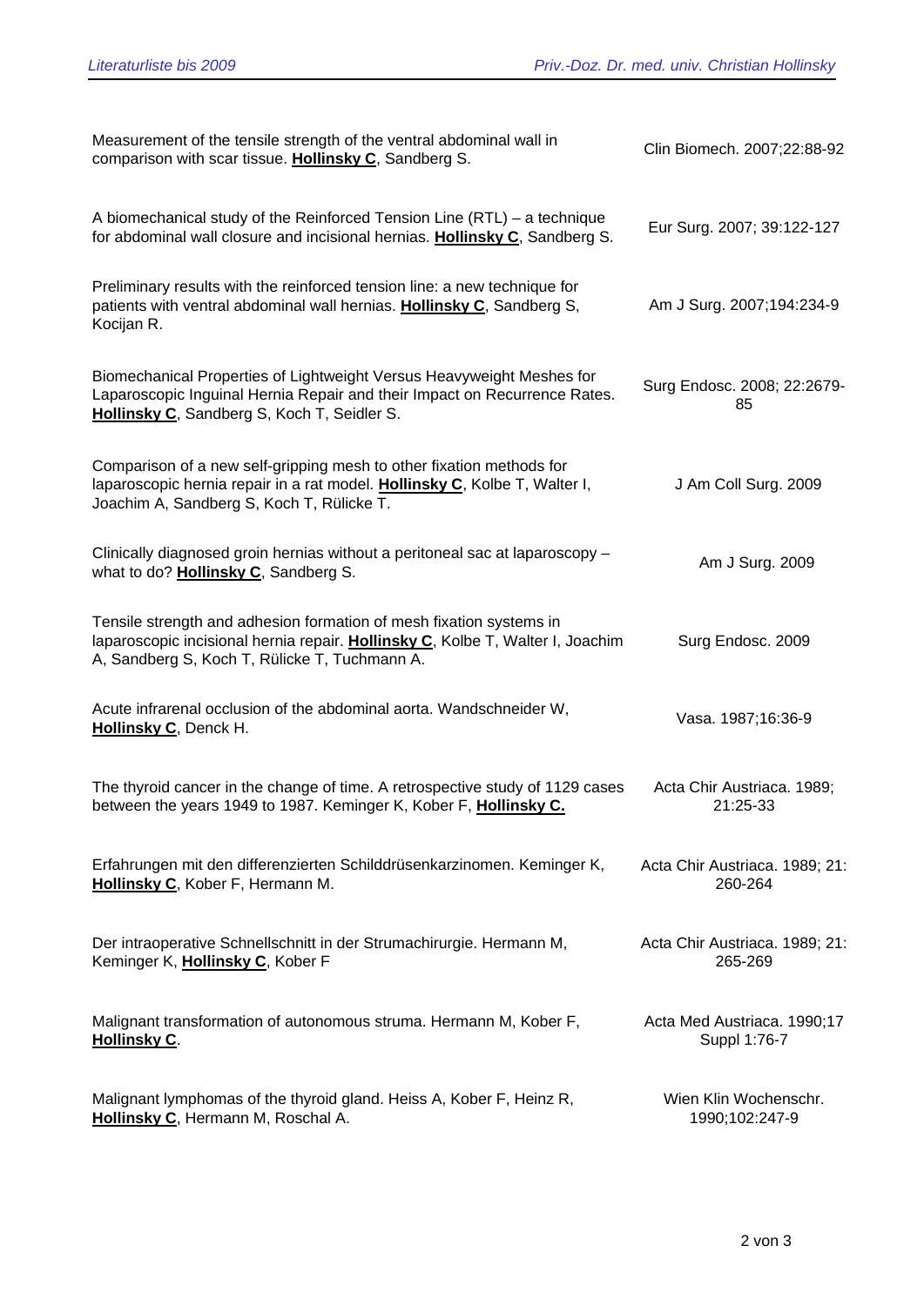| | |
|---|---|
| Measurement of the tensile strength of the ventral abdominal wall in comparison with scar tissue. **Hollinsky C**, Sandberg S. | Clin Biomech. 2007;22:88-92 |
| A biomechanical study of the Reinforced Tension Line (RTL) – a technique for abdominal wall closure and incisional hernias. **Hollinsky C**, Sandberg S. | Eur Surg. 2007; 39:122-127 |
| Preliminary results with the reinforced tension line: a new technique for patients with ventral abdominal wall hernias. **Hollinsky C**, Sandberg S, Kocijan R. | Am J Surg. 2007;194:234-9 |
| Biomechanical Properties of Lightweight Versus Heavyweight Meshes for Laparoscopic Inguinal Hernia Repair and their Impact on Recurrence Rates. **Hollinsky C**, Sandberg S, Koch T, Seidler S. | Surg Endosc. 2008; 22:2679-85 |
| Comparison of a new self-gripping mesh to other fixation methods for laparoscopic hernia repair in a rat model. **Hollinsky C**, Kolbe T, Walter I, Joachim A, Sandberg S, Koch T, Rülicke T. | J Am Coll Surg. 2009 |
| Clinically diagnosed groin hernias without a peritoneal sac at laparoscopy – what to do? **Hollinsky C**, Sandberg S. | Am J Surg. 2009 |
| Tensile strength and adhesion formation of mesh fixation systems in laparoscopic incisional hernia repair. **Hollinsky C**, Kolbe T, Walter I, Joachim A, Sandberg S, Koch T, Rülicke T, Tuchmann A. | Surg Endosc. 2009 |
| Acute infrarenal occlusion of the abdominal aorta. Wandschneider W, **Hollinsky C**, Denck H. | Vasa. 1987;16:36-9 |
| The thyroid cancer in the change of time. A retrospective study of 1129 cases between the years 1949 to 1987. Keminger K, Kober F, **Hollinsky C.** | Acta Chir Austriaca. 1989; 21:25-33 |
| Erfahrungen mit den differenzierten Schilddrüsenkarzinomen. Keminger K, **Hollinsky C**, Kober F, Hermann M. | Acta Chir Austriaca. 1989; 21: 260-264 |
| Der intraoperative Schnellschnitt in der Strumachirurgie. Hermann M, Keminger K, **Hollinsky C**, Kober F | Acta Chir Austriaca. 1989; 21: 265-269 |
| Malignant transformation of autonomous struma. Hermann M, Kober F, **Hollinsky C**. | Acta Med Austriaca. 1990;17 Suppl 1:76-7 |
| Malignant lymphomas of the thyroid gland. Heiss A, Kober F, Heinz R, **Hollinsky C**, Hermann M, Roschal A. | Wien Klin Wochenschr. 1990;102:247-9 |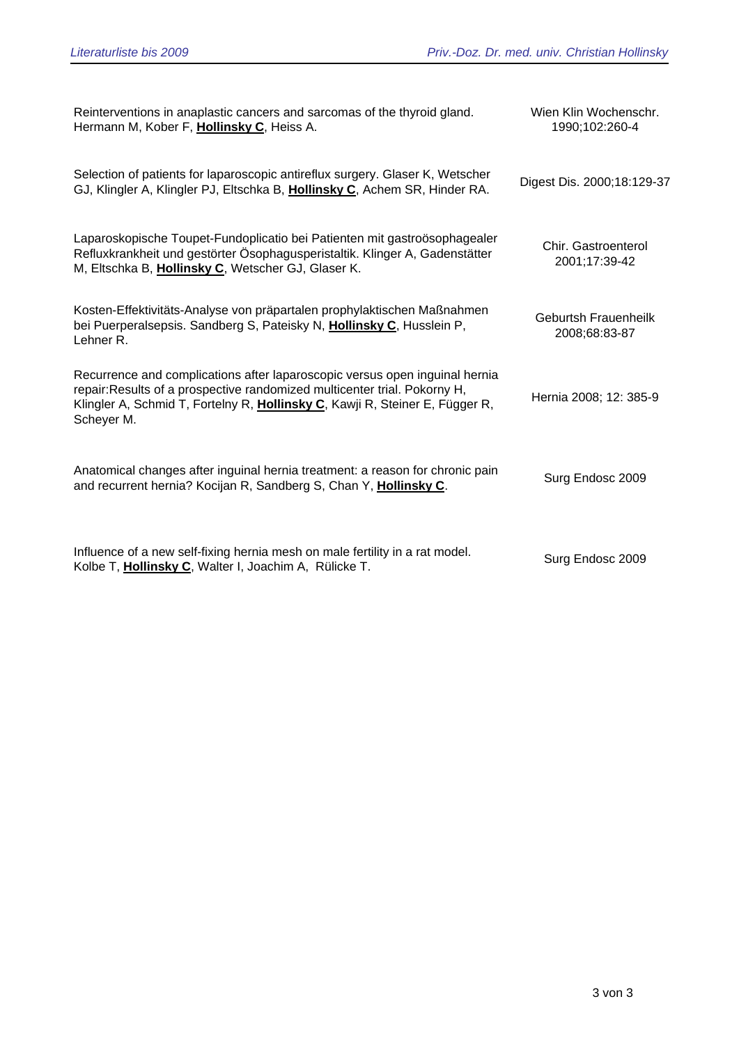| | |
|---|---|
| Reinterventions in anaplastic cancers and sarcomas of the thyroid gland. Hermann M, Kober F, **Hollinsky C**, Heiss A. | Wien Klin Wochenschr. 1990;102:260-4 |
| Selection of patients for laparoscopic antireflux surgery. Glaser K, Wetscher GJ, Klingler A, Klingler PJ, Eltschka B, **Hollinsky C**, Achem SR, Hinder RA. | Digest Dis. 2000;18:129-37 |
| Laparoskopische Toupet-Fundoplicatio bei Patienten mit gastroösophagealer Refluxkrankheit und gestörter Ösophagusperistaltik. Klinger A, Gadenstätter M, Eltschka B, **Hollinsky C**, Wetscher GJ, Glaser K. | Chir. Gastroenterol 2001;17:39-42 |
| Kosten-Effektivitäts-Analyse von präpartalen prophylaktischen Maßnahmen bei Puerperalsepsis. Sandberg S, Pateisky N, **Hollinsky C**, Husslein P, Lehner R. | Geburtsh Frauenheilk 2008;68:83-87 |
| Recurrence and complications after laparoscopic versus open inguinal hernia repair:Results of a prospective randomized multicenter trial. Pokorny H, Klingler A, Schmid T, Fortelny R, **Hollinsky C**, Kawji R, Steiner E, Függer R, Scheyer M. | Hernia 2008; 12: 385-9 |
| Anatomical changes after inguinal hernia treatment: a reason for chronic pain and recurrent hernia? Kocijan R, Sandberg S, Chan Y, **Hollinsky C**. | Surg Endosc 2009 |
| Influence of a new self-fixing hernia mesh on male fertility in a rat model. Kolbe T, **Hollinsky C**, Walter I, Joachim A, Rülicke T. | Surg Endosc 2009 |